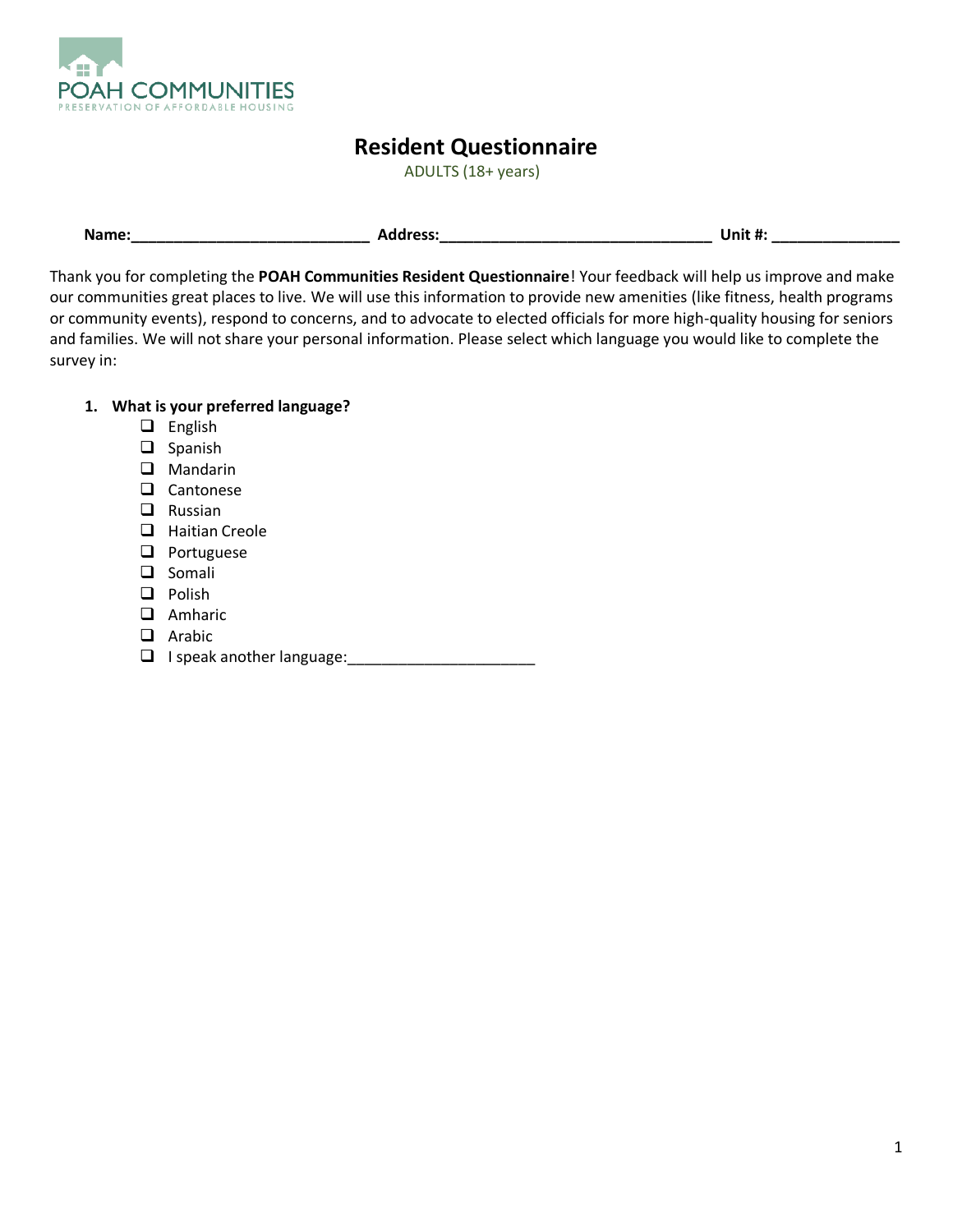POAH COMMUNITIES
PRESERVATION OF AFFORDABLE HOUSING

# Resident Questionnaire

ADULTS (18+ years)

**Name:**\_\_\_\_\_\_\_\_\_\_\_\_\_\_\_\_\_\_\_\_\_\_\_\_\_\_\_\_ **Address:**\_\_\_\_\_\_\_\_\_\_\_\_\_\_\_\_\_\_\_\_\_\_\_\_\_\_\_\_\_\_\_\_ **Unit #:** \_\_\_\_\_\_\_\_\_\_\_\_\_\_\_

Thank you for completing the **POAH Communities Resident Questionnaire**! Your feedback will help us improve and make our communities great places to live. We will use this information to provide new amenities (like fitness, health programs or community events), respond to concerns, and to advocate to elected officials for more high-quality housing for seniors and families. We will not share your personal information. Please select which language you would like to complete the survey in:

1. **What is your preferred language?**
   - ☐ English
   - ☐ Spanish
   - ☐ Mandarin
   - ☐ Cantonese
   - ☐ Russian
   - ☐ Haitian Creole
   - ☐ Portuguese
   - ☐ Somali
   - ☐ Polish
   - ☐ Amharic
   - ☐ Arabic
   - ☐ I speak another language:\_\_\_\_\_\_\_\_\_\_\_\_\_\_\_\_\_\_\_\_\_\_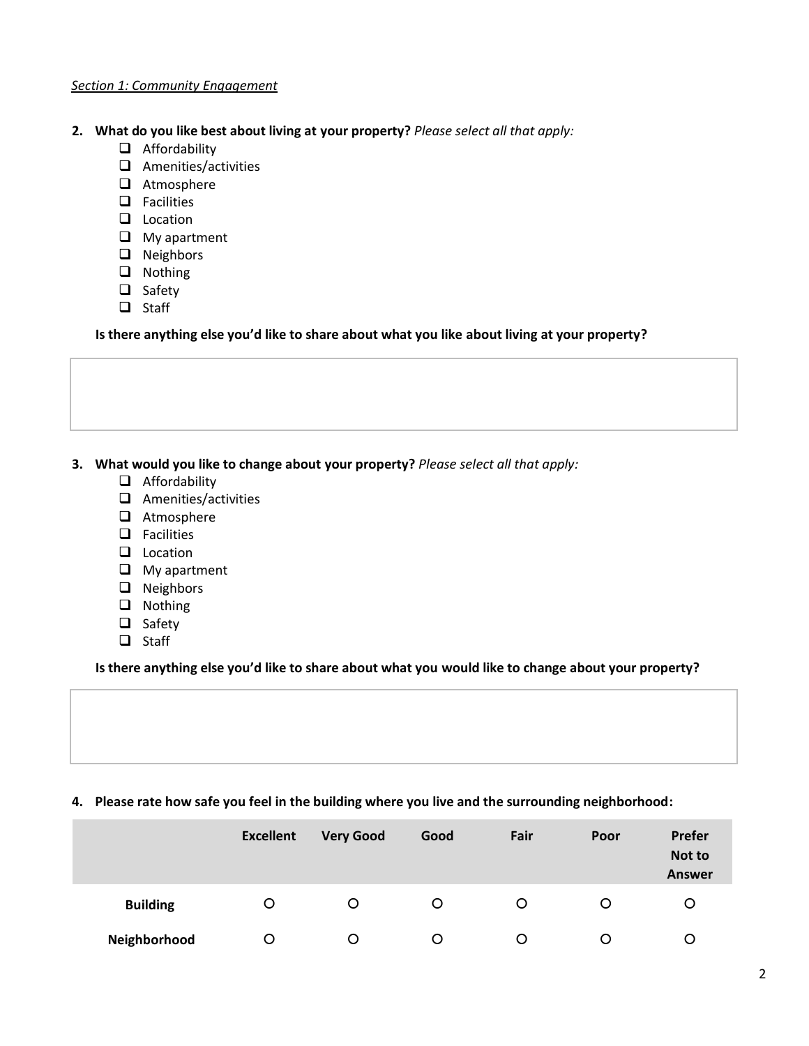*Section 1: Community Engagement*

2. **What do you like best about living at your property?** *Please select all that apply:*
   - ☐ Affordability
   - ☐ Amenities/activities
   - ☐ Atmosphere
   - ☐ Facilities
   - ☐ Location
   - ☐ My apartment
   - ☐ Neighbors
   - ☐ Nothing
   - ☐ Safety
   - ☐ Staff

   **Is there anything else you'd like to share about what you like about living at your property?**

3. **What would you like to change about your property?** *Please select all that apply:*
   - ☐ Affordability
   - ☐ Amenities/activities
   - ☐ Atmosphere
   - ☐ Facilities
   - ☐ Location
   - ☐ My apartment
   - ☐ Neighbors
   - ☐ Nothing
   - ☐ Safety
   - ☐ Staff

   **Is there anything else you'd like to share about what you would like to change about your property?**

4. **Please rate how safe you feel in the building where you live and the surrounding neighborhood:**

| | Excellent | Very Good | Good | Fair | Poor | Prefer Not to Answer |
|---|---|---|---|---|---|---|
| **Building** | ○ | ○ | ○ | ○ | ○ | ○ |
| **Neighborhood** | ○ | ○ | ○ | ○ | ○ | ○ |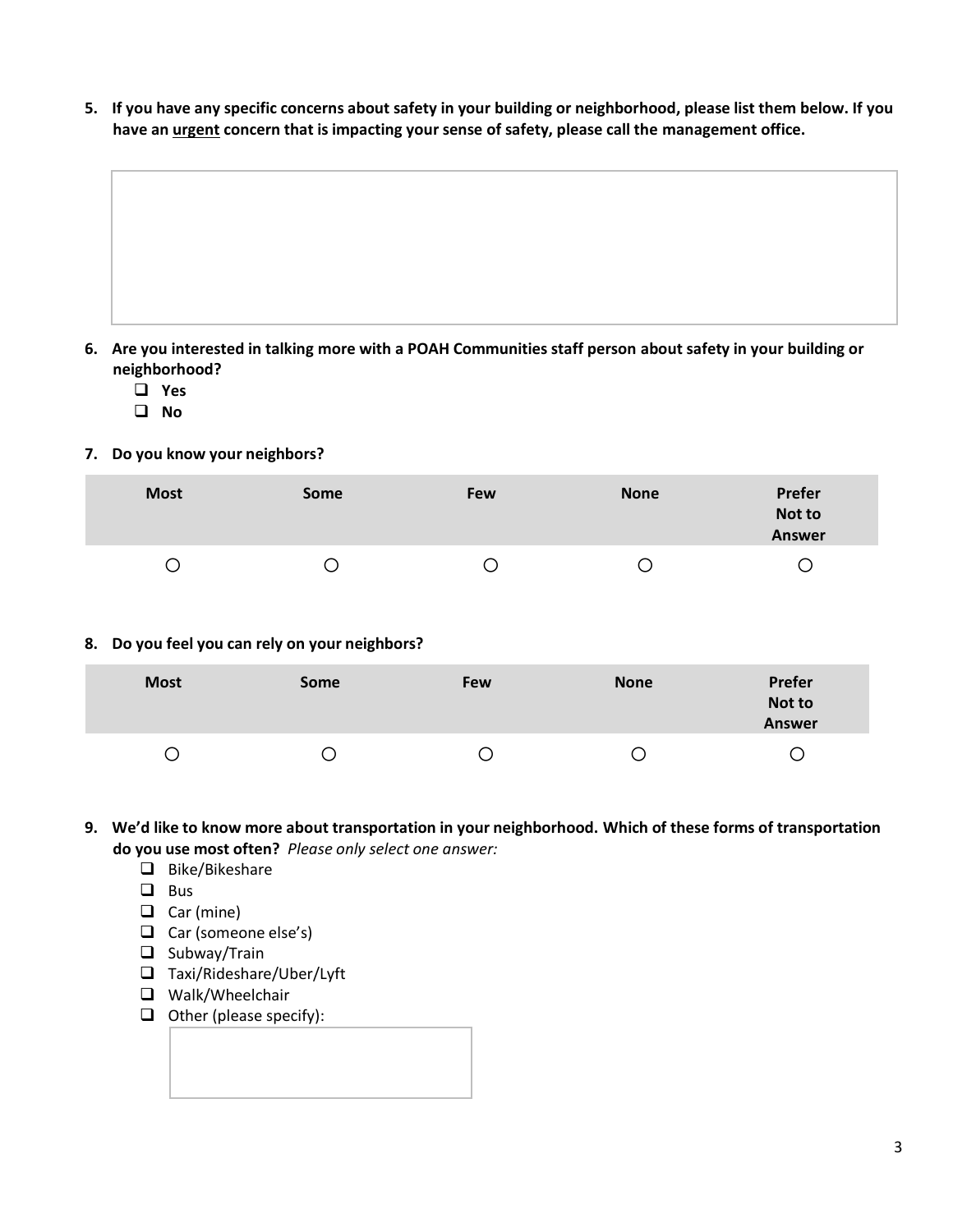**5. If you have any specific concerns about safety in your building or neighborhood, please list them below. If you have an <u>urgent</u> concern that is impacting your sense of safety, please call the management office.**

**6. Are you interested in talking more with a POAH Communities staff person about safety in your building or neighborhood?**

- ❑ **Yes**
- ❑ **No**

**7. Do you know your neighbors?**

| Most | Some | Few | None | Prefer Not to Answer |
|---|---|---|---|---|
| ○ | ○ | ○ | ○ | ○ |

**8. Do you feel you can rely on your neighbors?**

| Most | Some | Few | None | Prefer Not to Answer |
|---|---|---|---|---|
| ○ | ○ | ○ | ○ | ○ |

**9. We'd like to know more about transportation in your neighborhood. Which of these forms of transportation do you use most often?** *Please only select one answer:*

- ❑ Bike/Bikeshare
- ❑ Bus
- ❑ Car (mine)
- ❑ Car (someone else's)
- ❑ Subway/Train
- ❑ Taxi/Rideshare/Uber/Lyft
- ❑ Walk/Wheelchair
- ❑ Other (please specify):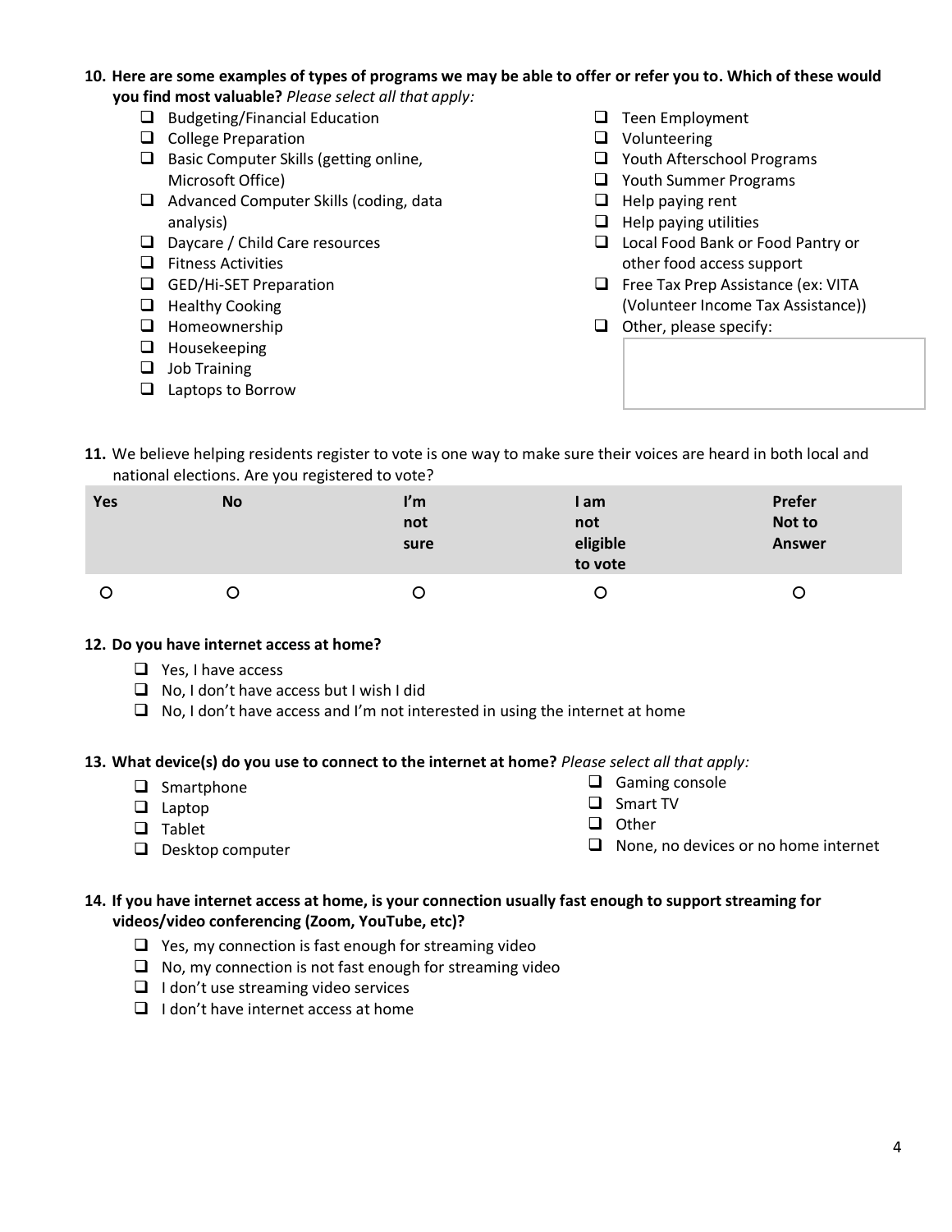**10. Here are some examples of types of programs we may be able to offer or refer you to. Which of these would you find most valuable?** *Please select all that apply:*

- ☐ Budgeting/Financial Education
- ☐ College Preparation
- ☐ Basic Computer Skills (getting online, Microsoft Office)
- ☐ Advanced Computer Skills (coding, data analysis)
- ☐ Daycare / Child Care resources
- ☐ Fitness Activities
- ☐ GED/Hi-SET Preparation
- ☐ Healthy Cooking
- ☐ Homeownership
- ☐ Housekeeping
- ☐ Job Training
- ☐ Laptops to Borrow
- ☐ Teen Employment
- ☐ Volunteering
- ☐ Youth Afterschool Programs
- ☐ Youth Summer Programs
- ☐ Help paying rent
- ☐ Help paying utilities
- ☐ Local Food Bank or Food Pantry or other food access support
- ☐ Free Tax Prep Assistance (ex: VITA (Volunteer Income Tax Assistance))
- ☐ Other, please specify:

**11.** We believe helping residents register to vote is one way to make sure their voices are heard in both local and national elections. Are you registered to vote?

| Yes | No | I'm not sure | I am not eligible to vote | Prefer Not to Answer |
|---|---|---|---|---|
| ○ | ○ | ○ | ○ | ○ |

**12. Do you have internet access at home?**

- ☐ Yes, I have access
- ☐ No, I don't have access but I wish I did
- ☐ No, I don't have access and I'm not interested in using the internet at home

**13. What device(s) do you use to connect to the internet at home?** *Please select all that apply:*

- ☐ Smartphone
- ☐ Laptop
- ☐ Tablet
- ☐ Desktop computer
- ☐ Gaming console
- ☐ Smart TV
- ☐ Other
- ☐ None, no devices or no home internet

**14. If you have internet access at home, is your connection usually fast enough to support streaming for videos/video conferencing (Zoom, YouTube, etc)?**

- ☐ Yes, my connection is fast enough for streaming video
- ☐ No, my connection is not fast enough for streaming video
- ☐ I don't use streaming video services
- ☐ I don't have internet access at home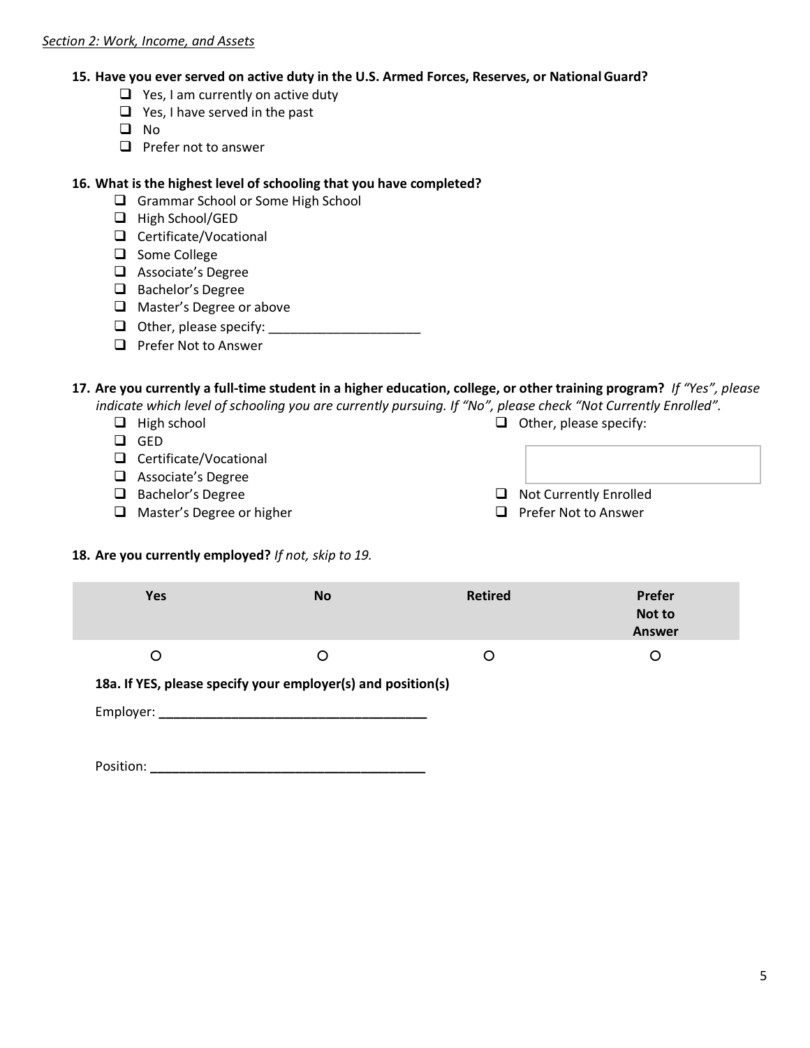*Section 2: Work, Income, and Assets*

**15. Have you ever served on active duty in the U.S. Armed Forces, Reserves, or National Guard?**

- ❑ Yes, I am currently on active duty
- ❑ Yes, I have served in the past
- ❑ No
- ❑ Prefer not to answer

**16. What is the highest level of schooling that you have completed?**

- ❑ Grammar School or Some High School
- ❑ High School/GED
- ❑ Certificate/Vocational
- ❑ Some College
- ❑ Associate's Degree
- ❑ Bachelor's Degree
- ❑ Master's Degree or above
- ❑ Other, please specify: ____________________
- ❑ Prefer Not to Answer

**17. Are you currently a full-time student in a higher education, college, or other training program?** *If "Yes", please indicate which level of schooling you are currently pursuing. If "No", please check "Not Currently Enrolled".*

- ❑ High school
- ❑ GED
- ❑ Certificate/Vocational
- ❑ Associate's Degree
- ❑ Bachelor's Degree
- ❑ Master's Degree or higher
- ❑ Other, please specify: ____________________
- ❑ Not Currently Enrolled
- ❑ Prefer Not to Answer

**18. Are you currently employed?** *If not, skip to 19.*

| Yes | No | Retired | Prefer Not to Answer |
|---|---|---|---|
| ○ | ○ | ○ | ○ |

**18a. If YES, please specify your employer(s) and position(s)**

Employer: ____________________________________

Position: ____________________________________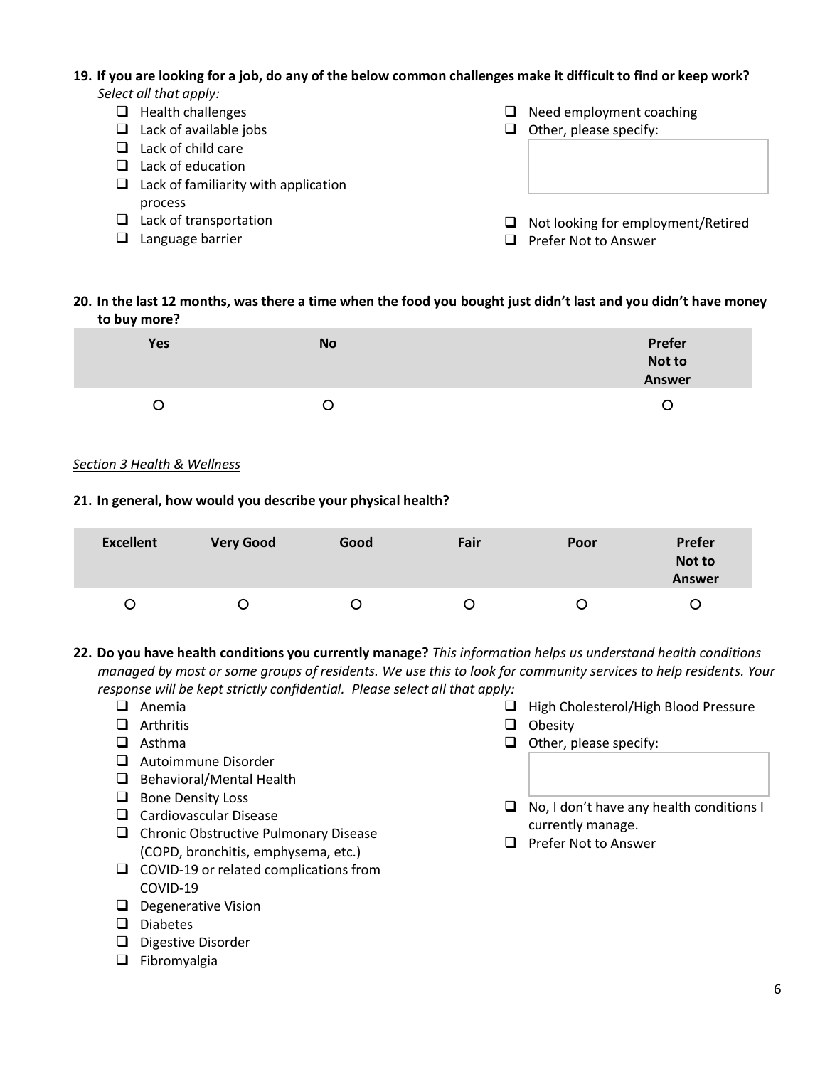**19. If you are looking for a job, do any of the below common challenges make it difficult to find or keep work?** *Select all that apply:*

- ❑ Health challenges
- ❑ Lack of available jobs
- ❑ Lack of child care
- ❑ Lack of education
- ❑ Lack of familiarity with application process
- ❑ Lack of transportation
- ❑ Language barrier
- ❑ Need employment coaching
- ❑ Other, please specify: ____________
- ❑ Not looking for employment/Retired
- ❑ Prefer Not to Answer

**20. In the last 12 months, was there a time when the food you bought just didn't last and you didn't have money to buy more?**

| Yes | No | Prefer Not to Answer |
|---|---|---|
| ○ | ○ | ○ |

*Section 3 Health & Wellness*

**21. In general, how would you describe your physical health?**

| Excellent | Very Good | Good | Fair | Poor | Prefer Not to Answer |
|---|---|---|---|---|---|
| ○ | ○ | ○ | ○ | ○ | ○ |

**22. Do you have health conditions you currently manage?** *This information helps us understand health conditions managed by most or some groups of residents. We use this to look for community services to help residents. Your response will be kept strictly confidential. Please select all that apply:*

- ❑ Anemia
- ❑ Arthritis
- ❑ Asthma
- ❑ Autoimmune Disorder
- ❑ Behavioral/Mental Health
- ❑ Bone Density Loss
- ❑ Cardiovascular Disease
- ❑ Chronic Obstructive Pulmonary Disease (COPD, bronchitis, emphysema, etc.)
- ❑ COVID-19 or related complications from COVID-19
- ❑ Degenerative Vision
- ❑ Diabetes
- ❑ Digestive Disorder
- ❑ Fibromyalgia
- ❑ High Cholesterol/High Blood Pressure
- ❑ Obesity
- ❑ Other, please specify: ____________
- ❑ No, I don't have any health conditions I currently manage.
- ❑ Prefer Not to Answer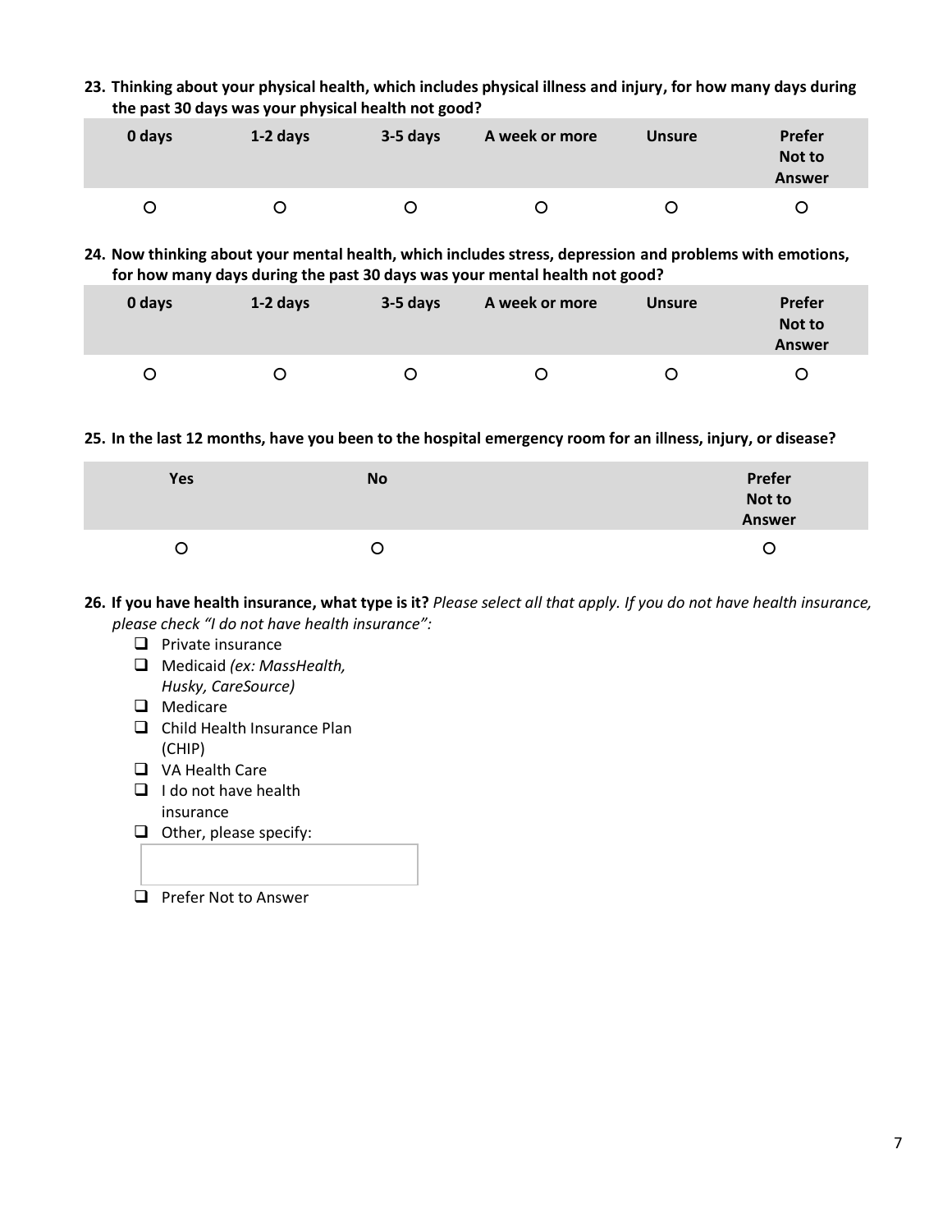**23. Thinking about your physical health, which includes physical illness and injury, for how many days during the past 30 days was your physical health not good?**

| 0 days | 1-2 days | 3-5 days | A week or more | Unsure | Prefer Not to Answer |
|---|---|---|---|---|---|
| ○ | ○ | ○ | ○ | ○ | ○ |

**24. Now thinking about your mental health, which includes stress, depression and problems with emotions, for how many days during the past 30 days was your mental health not good?**

| 0 days | 1-2 days | 3-5 days | A week or more | Unsure | Prefer Not to Answer |
|---|---|---|---|---|---|
| ○ | ○ | ○ | ○ | ○ | ○ |

**25. In the last 12 months, have you been to the hospital emergency room for an illness, injury, or disease?**

| Yes | No | Prefer Not to Answer |
|---|---|---|
| ○ | ○ | ○ |

**26. If you have health insurance, what type is it?** *Please select all that apply. If you do not have health insurance, please check "I do not have health insurance":*

- ❑ Private insurance
- ❑ Medicaid *(ex: MassHealth, Husky, CareSource)*
- ❑ Medicare
- ❑ Child Health Insurance Plan (CHIP)
- ❑ VA Health Care
- ❑ I do not have health insurance
- ❑ Other, please specify: ____________
- ❑ Prefer Not to Answer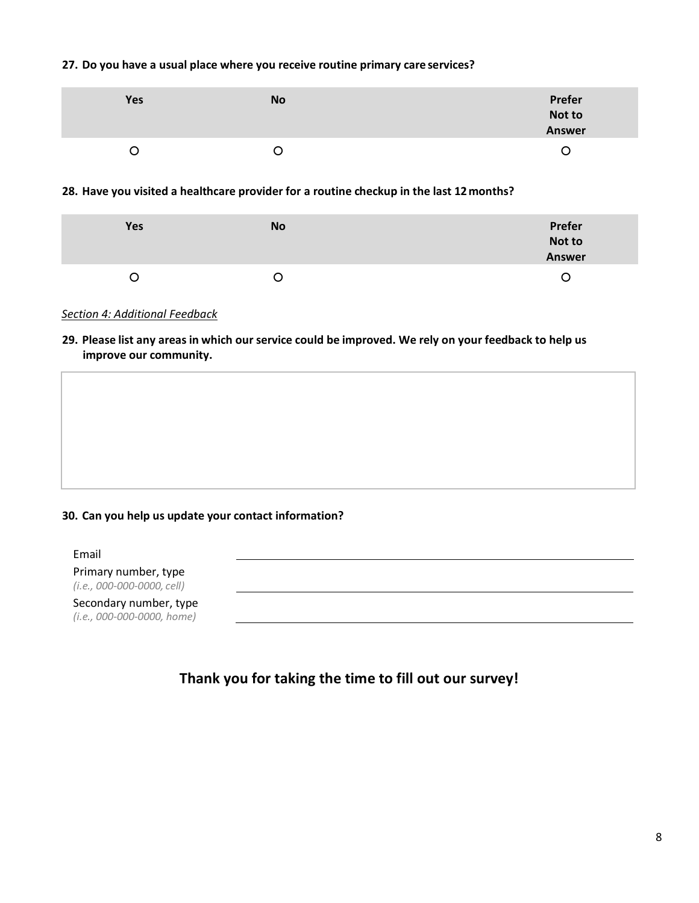**27. Do you have a usual place where you receive routine primary care services?**

| Yes | No | Prefer Not to Answer |
|---|---|---|
| ○ | ○ | ○ |

**28. Have you visited a healthcare provider for a routine checkup in the last 12 months?**

| Yes | No | Prefer Not to Answer |
|---|---|---|
| ○ | ○ | ○ |

*Section 4: Additional Feedback*

**29. Please list any areas in which our service could be improved. We rely on your feedback to help us improve our community.**

**30. Can you help us update your contact information?**

| | |
|---|---|
| Email | |
| Primary number, type *(i.e., 000-000-0000, cell)* | |
| Secondary number, type *(i.e., 000-000-0000, home)* | |

## Thank you for taking the time to fill out our survey!